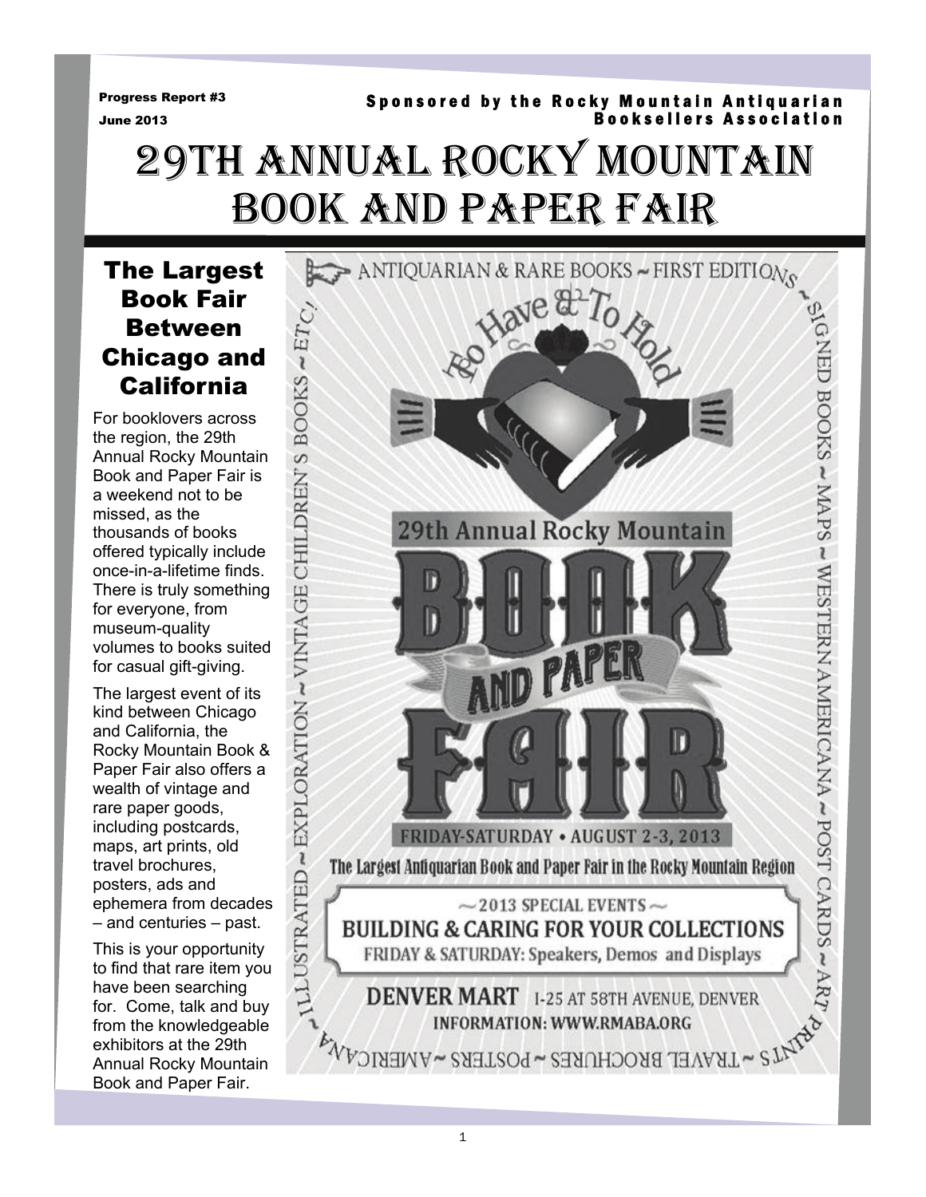Progress Report #3

June 2013

Sponsored by the Rocky Mountain Antiquarian Booksellers Association

# 29th Annual Rocky Mountain Book and Paper Fair

## The Largest Book Fair Between Chicago and California

For booklovers across the region, the 29th Annual Rocky Mountain Book and Paper Fair is a weekend not to be missed, as the thousands of books offered typically include once-in-a-lifetime finds. There is truly something for everyone, from museum-quality volumes to books suited for casual gift-giving.

The largest event of its kind between Chicago and California, the Rocky Mountain Book & Paper Fair also offers a wealth of vintage and rare paper goods, including postcards, maps, art prints, old travel brochures, posters, ads and ephemera from decades – and centuries – past.

This is your opportunity to find that rare item you have been searching for. Come, talk and buy from the knowledgeable exhibitors at the 29th Annual Rocky Mountain Book and Paper Fair.

ANTIQUARIAN & RARE BOOKS ~ FIRST EDITIONS ~ SIGNED BOOKS ~ MAPS ~ WESTERN AMERICANA ~ POST CARDS ~ ART PRINTS ~ TRAVEL BROCHURES ~ POSTERS ~ AMERICANA ~ ILLUSTRATED ~ EXPLORATION ~ VINTAGE CHILDREN'S BOOKS ~ ETC!

To Have & To Hold

29th Annual Rocky Mountain

BOOK AND PAPER FAIR

FRIDAY-SATURDAY • AUGUST 2-3, 2013

The Largest Antiquarian Book and Paper Fair in the Rocky Mountain Region

~ 2013 SPECIAL EVENTS ~

BUILDING & CARING FOR YOUR COLLECTIONS

FRIDAY & SATURDAY: Speakers, Demos and Displays

DENVER MART I-25 AT 58TH AVENUE, DENVER

INFORMATION: WWW.RMABA.ORG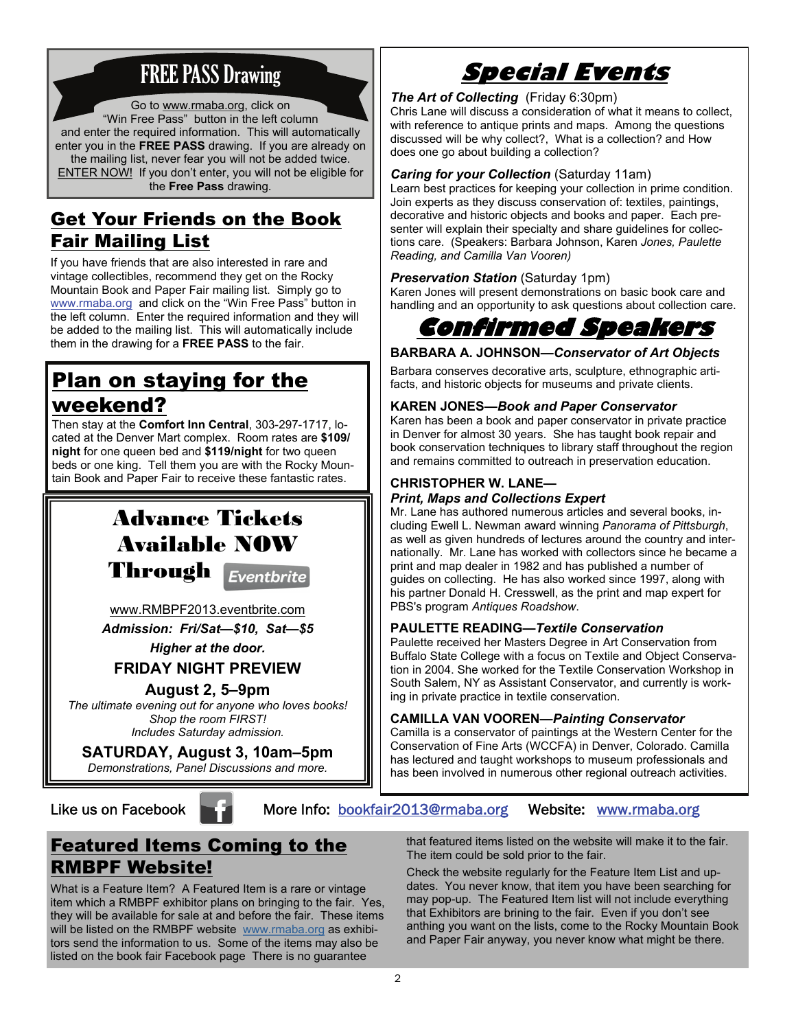## FREE PASS Drawing

Go to www.rmaba.org, click on "Win Free Pass" button in the left column and enter the required information. This will automatically enter you in the **FREE PASS** drawing. If you are already on the mailing list, never fear you will not be added twice. ENTER NOW! If you don't enter, you will not be eligible for the **Free Pass** drawing.

## Get Your Friends on the Book Fair Mailing List

If you have friends that are also interested in rare and vintage collectibles, recommend they get on the Rocky Mountain Book and Paper Fair mailing list. Simply go to www.rmaba.org and click on the "Win Free Pass" button in the left column. Enter the required information and they will be added to the mailing list. This will automatically include them in the drawing for a **FREE PASS** to the fair.

## Plan on staying for the weekend?

Then stay at the **Comfort Inn Central**, 303-297-1717, located at the Denver Mart complex. Room rates are **$109/night** for one queen bed and **$119/night** for two queen beds or one king. Tell them you are with the Rocky Mountain Book and Paper Fair to receive these fantastic rates.

## Advance Tickets Available NOW Through Eventbrite

www.RMBPF2013.eventbrite.com

***Admission: Fri/Sat—$10, Sat—$5***

***Higher at the door.***

**FRIDAY NIGHT PREVIEW**

**August 2, 5–9pm**

*The ultimate evening out for anyone who loves books! Shop the room FIRST! Includes Saturday admission.*

**SATURDAY, August 3, 10am–5pm**

*Demonstrations, Panel Discussions and more.*

## Special Events

***The Art of Collecting*** (Friday 6:30pm)
Chris Lane will discuss a consideration of what it means to collect, with reference to antique prints and maps. Among the questions discussed will be why collect?, What is a collection? and How does one go about building a collection?

***Caring for your Collection*** (Saturday 11am)
Learn best practices for keeping your collection in prime condition. Join experts as they discuss conservation of: textiles, paintings, decorative and historic objects and books and paper. Each presenter will explain their specialty and share guidelines for collections care. (Speakers: Barbara Johnson, Karen *Jones, Paulette Reading, and Camilla Van Vooren)*

***Preservation Station*** (Saturday 1pm)
Karen Jones will present demonstrations on basic book care and handling and an opportunity to ask questions about collection care.

## Confirmed Speakers

**BARBARA A. JOHNSON—*Conservator of Art Objects***

Barbara conserves decorative arts, sculpture, ethnographic artifacts, and historic objects for museums and private clients.

**KAREN JONES—*Book and Paper Conservator***

Karen has been a book and paper conservator in private practice in Denver for almost 30 years. She has taught book repair and book conservation techniques to library staff throughout the region and remains committed to outreach in preservation education.

**CHRISTOPHER W. LANE—**
***Print, Maps and Collections Expert***

Mr. Lane has authored numerous articles and several books, including Ewell L. Newman award winning *Panorama of Pittsburgh*, as well as given hundreds of lectures around the country and internationally. Mr. Lane has worked with collectors since he became a print and map dealer in 1982 and has published a number of guides on collecting. He has also worked since 1997, along with his partner Donald H. Cresswell, as the print and map expert for PBS's program *Antiques Roadshow*.

**PAULETTE READING—*Textile Conservation***

Paulette received her Masters Degree in Art Conservation from Buffalo State College with a focus on Textile and Object Conservation in 2004. She worked for the Textile Conservation Workshop in South Salem, NY as Assistant Conservator, and currently is working in private practice in textile conservation.

**CAMILLA VAN VOOREN—*Painting Conservator***

Camilla is a conservator of paintings at the Western Center for the Conservation of Fine Arts (WCCFA) in Denver, Colorado. Camilla has lectured and taught workshops to museum professionals and has been involved in numerous other regional outreach activities.

Like us on Facebook More Info: bookfair2013@rmaba.org Website: www.rmaba.org

## Featured Items Coming to the RMBPF Website!

What is a Feature Item? A Featured Item is a rare or vintage item which a RMBPF exhibitor plans on bringing to the fair. Yes, they will be available for sale at and before the fair. These items will be listed on the RMBPF website www.rmaba.org as exhibitors send the information to us. Some of the items may also be listed on the book fair Facebook page There is no guarantee that featured items listed on the website will make it to the fair. The item could be sold prior to the fair.

Check the website regularly for the Feature Item List and updates. You never know, that item you have been searching for may pop-up. The Featured Item list will not include everything that Exhibitors are brining to the fair. Even if you don't see anthing you want on the lists, come to the Rocky Mountain Book and Paper Fair anyway, you never know what might be there.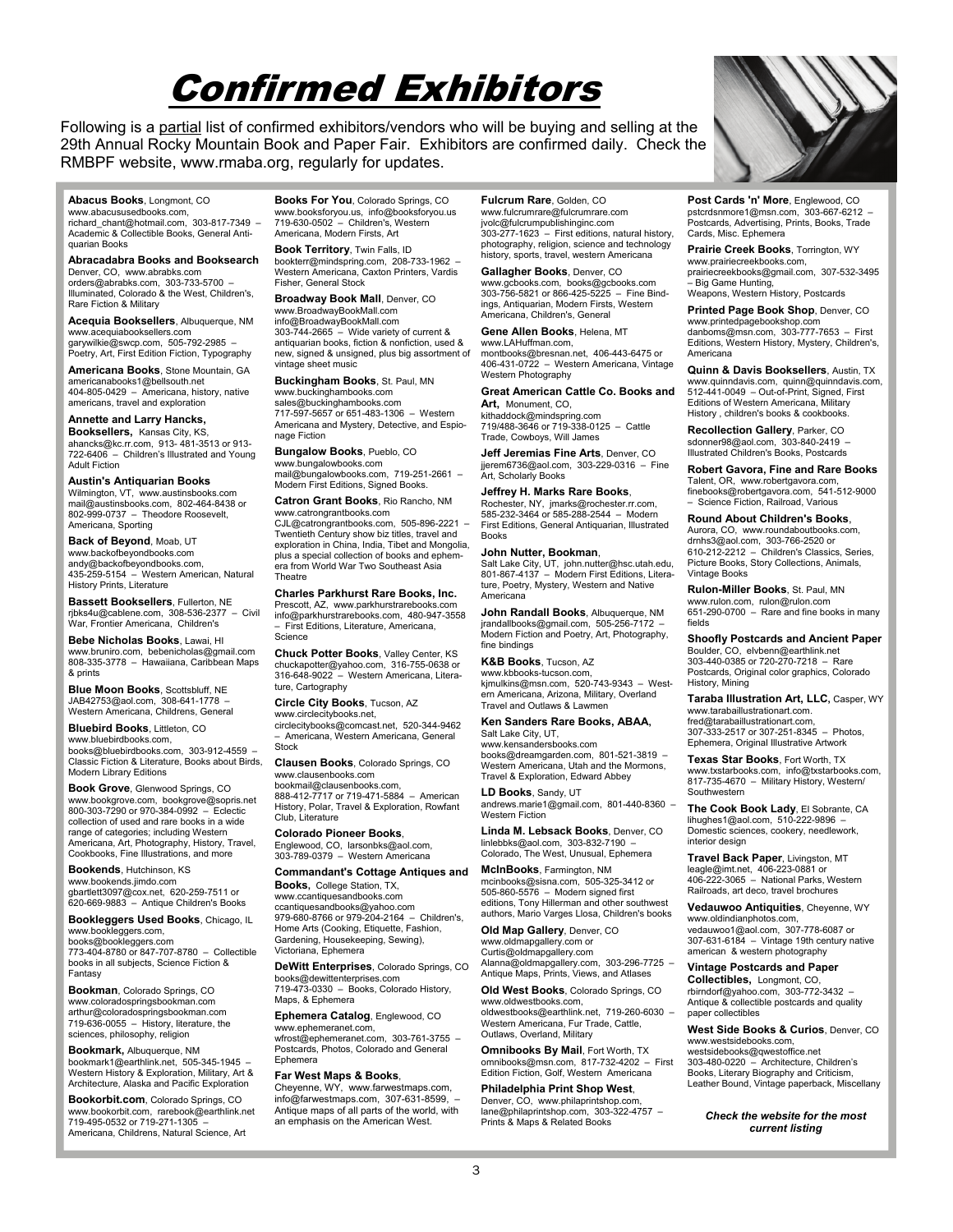# Confirmed Exhibitors

Following is a partial list of confirmed exhibitors/vendors who will be buying and selling at the 29th Annual Rocky Mountain Book and Paper Fair. Exhibitors are confirmed daily. Check the RMBPF website, www.rmaba.org, regularly for updates.

**Abacus Books**, Longmont, CO
www.abacususedbooks.com, richard_chant@hotmail.com, 303-817-7349 – Academic & Collectible Books, General Antiquarian Books

**Abracadabra Books and Booksearch**
Denver, CO, www.abrabks.com
orders@abrabks.com, 303-733-5700 – Illuminated, Colorado & the West, Children's, Rare Fiction & Military

**Acequia Booksellers**, Albuquerque, NM
www.acequiabooksellers.com
garywilkie@swcp.com, 505-792-2985 – Poetry, Art, First Edition Fiction, Typography

**Americana Books**, Stone Mountain, GA
americanabooks1@bellsouth.net
404-805-0429 – Americana, history, native americans, travel and exploration

**Annette and Larry Hancks, Booksellers**, Kansas City, KS,
ahancks@kc.rr.com, 913- 481-3513 or 913-722-6406 – Children's Illustrated and Young Adult Fiction

**Austin's Antiquarian Books**
Wilmington, VT, www.austinsbooks.com
mail@austinsbooks.com, 802-464-8438 or 802-999-0737 – Theodore Roosevelt, Americana, Sporting

**Back of Beyond**, Moab, UT
www.backofbeyondbooks.com
andy@backofbeyondbooks.com,
435-259-5154 – Western American, Natural History Prints, Literature

**Bassett Booksellers**, Fullerton, NE
rjbks4u@cablene.com, 308-536-2377 – Civil War, Frontier Americana, Children's

**Bebe Nicholas Books**, Lawai, HI
www.bruniro.com, bebenicholas@gmail.com
808-335-3778 – Hawaiiana, Caribbean Maps & prints

**Blue Moon Books**, Scottsbluff, NE
JAB42753@aol.com, 308-641-1778 – Western Americana, Childrens, General

**Bluebird Books**, Littleton, CO
www.bluebirdbooks.com,
books@bluebirdbooks.com, 303-912-4559 – Classic Fiction & Literature, Books about Birds, Modern Library Editions

**Book Grove**, Glenwood Springs, CO
www.bookgrove.com, bookgrove@sopris.net
800-303-7290 or 970-384-0992 – Eclectic collection of used and rare books in a wide range of categories; including Western Americana, Art, Photography, History, Travel, Cookbooks, Fine Illustrations, and more

**Bookends**, Hutchinson, KS
www.bookends.jimdo.com
gbartlett3097@cox.net, 620-259-7511 or 620-669-9883 – Antique Children's Books

**Bookleggers Used Books**, Chicago, IL
www.bookleggers.com,
books@bookleggers.com
773-404-8780 or 847-707-8780 – Collectible books in all subjects, Science Fiction & Fantasy

**Bookman**, Colorado Springs, CO
www.coloradospringsbookman.com
arthur@coloradospringsbookman.com
719-636-0055 – History, literature, the sciences, philosophy, religion

**Bookmark,** Albuquerque, NM
bookmark1@earthlink.net, 505-345-1945 – Western History & Exploration, Military, Art & Architecture, Alaska and Pacific Exploration

**Bookorbit.com**, Colorado Springs, CO
www.bookorbit.com, rarebook@earthlink.net
719-495-0532 or 719-271-1305 – Americana, Childrens, Natural Science, Art

**Books For You**, Colorado Springs, CO
www.booksforyou.us, info@booksforyou.us
719-630-0502 – Children's, Western Americana, Modern Firsts, Art

**Book Territory**, Twin Falls, ID
bookterr@mindspring.com, 208-733-1962 – Western Americana, Caxton Printers, Vardis Fisher, General Stock

**Broadway Book Mall**, Denver, CO
www.BroadwayBookMall.com
info@BroadwayBookMall.com
303-744-2665 – Wide variety of current & antiquarian books, fiction & nonfiction, used & new, signed & unsigned, plus big assortment of vintage sheet music

**Buckingham Books**, St. Paul, MN
www.buckinghambooks.com
sales@buckinghambooks.com
717-597-5657 or 651-483-1306 – Western Americana and Mystery, Detective, and Espionage Fiction

**Bungalow Books**, Pueblo, CO
www.bungalowbooks.com
mail@bungalowbooks.com, 719-251-2661 – Modern First Editions, Signed Books.

**Catron Grant Books**, Rio Rancho, NM
www.catrongrantbooks.com
CJL@catrongrantbooks.com, 505-896-2221 – Twentieth Century show biz titles, travel and exploration in China, India, Tibet and Mongolia, plus a special collection of books and ephemera from World War Two Southeast Asia Theatre

**Charles Parkhurst Rare Books, Inc.**
Prescott, AZ, www.parkhurstrarebooks.com
info@parkhurstrarebooks.com, 480-947-3558 – First Editions, Literature, Americana, Science

**Chuck Potter Books**, Valley Center, KS
chuckapotter@yahoo.com, 316-755-0638 or 316-648-9022 – Western Americana, Literature, Cartography

**Circle City Books**, Tucson, AZ
www.circlecitybooks.net,
circlecitybooks@comcast.net, 520-344-9462 – Americana, Western Americana, General Stock

**Clausen Books**, Colorado Springs, CO
www.clausenbooks.com
bookmail@clausenbooks.com,
888-412-7717 or 719-471-5884 – American History, Polar, Travel & Exploration, Rowfant Club, Literature

**Colorado Pioneer Books**,
Englewood, CO, larsonbks@aol.com,
303-789-0379 – Western Americana

**Commandant's Cottage Antiques and Books,** College Station, TX,
www.ccantiquesandbooks.com
ccantiquesandbooks@yahoo.com
979-680-8766 or 979-204-2164 – Children's, Home Arts (Cooking, Etiquette, Fashion, Gardening, Housekeeping, Sewing), Victoriana, Ephemera

**DeWitt Enterprises**, Colorado Springs, CO
books@dewittenterprises.com
719-473-0330 – Books, Colorado History, Maps, & Ephemera

**Ephemera Catalog**, Englewood, CO
www.ephemeranet.com,
wfrost@ephemeranet.com, 303-761-3755 – Postcards, Photos, Colorado and General Ephemera

**Far West Maps & Books**,
Cheyenne, WY, www.farwestmaps.com,
info@farwestmaps.com, 307-631-8599, – Antique maps of all parts of the world, with an emphasis on the American West.

**Fulcrum Rare**, Golden, CO
www.fulcrumrare@fulcrumrare.com
jvolc@fulcrumpublishinginc.com
303-277-1623 – First editions, natural history, photography, religion, science and technology history, sports, travel, western Americana

**Gallagher Books**, Denver, CO
www.gcbooks.com, books@gcbooks.com
303-756-5821 or 866-425-5225 – Fine Bindings, Antiquarian, Modern Firsts, Western Americana, Children's, General

**Gene Allen Books**, Helena, MT
www.LAHuffman.com,
montbooks@bresnan.net, 406-443-6475 or 406-431-0722 – Western Americana, Vintage Western Photography

**Great American Cattle Co. Books and Art,** Monument, CO,
kithaddock@mindspring.com
719/488-3646 or 719-338-0125 – Cattle Trade, Cowboys, Will James

**Jeff Jeremias Fine Arts**, Denver, CO
jjerem6736@aol.com, 303-229-0316 – Fine Art, Scholarly Books

**Jeffrey H. Marks Rare Books**,
Rochester, NY, jmarks@rochester.rr.com,
585-232-3464 or 585-288-2544 – Modern First Editions, General Antiquarian, Illustrated Books

**John Nutter, Bookman**,
Salt Lake City, UT, john.nutter@hsc.utah.edu,
801-867-4137 – Modern First Editions, Literature, Poetry, Mystery, Western and Native Americana

**John Randall Books**, Albuquerque, NM
jrandallbooks@gmail.com, 505-256-7172 – Modern Fiction and Poetry, Art, Photography, fine bindings

**K&B Books**, Tucson, AZ
www.kbbooks-tucson.com,
kjmulkins@msn.com, 520-743-9343 – Western Americana, Arizona, Military, Overland Travel and Outlaws & Lawmen

**Ken Sanders Rare Books, ABAA,**
Salt Lake City, UT,
www.kensandersbooks.com
books@dreamgarden.com, 801-521-3819 – Western Americana, Utah and the Mormons, Travel & Exploration, Edward Abbey

**LD Books**, Sandy, UT
andrews.marie1@gmail.com, 801-440-8360 – Western Fiction

**Linda M. Lebsack Books**, Denver, CO
linlebbks@aol.com, 303-832-7190 – Colorado, The West, Unusual, Ephemera

**McInBooks**, Farmington, NM
mcinbooks@sisna.com, 505-325-3412 or 505-860-5576 – Modern signed first editions, Tony Hillerman and other southwest authors, Mario Varges Llosa, Children's books

**Old Map Gallery**, Denver, CO
www.oldmapgallery.com or
Curtis@oldmapgallery.com
Alanna@oldmapgallery.com, 303-296-7725 – Antique Maps, Prints, Views, and Atlases

**Old West Books**, Colorado Springs, CO
www.oldwestbooks.com,
oldwestbooks@earthlink.net, 719-260-6030 – Western Americana, Fur Trade, Cattle, Outlaws, Overland, Military

**Omnibooks By Mail**, Fort Worth, TX
omnibooks@msn.com, 817-732-4202 – First Edition Fiction, Golf, Western Americana

**Philadelphia Print Shop West**,
Denver, CO, www.philaprintshop.com,
lane@philaprintshop.com, 303-322-4757 – Prints & Maps & Related Books

**Post Cards 'n' More**, Englewood, CO
pstcrdsnmore1@msn.com, 303-667-6212 – Postcards, Advertising, Prints, Books, Trade Cards, Misc. Ephemera

**Prairie Creek Books**, Torrington, WY
www.prairiecreekbooks.com,
prairiecreekbooks@gmail.com, 307-532-3495 – Big Game Hunting,
Weapons, Western History, Postcards

**Printed Page Book Shop**, Denver, CO
www.printedpagebookshop.com
danboms@msn.com, 303-777-7653 – First Editions, Western History, Mystery, Children's, Americana

**Quinn & Davis Booksellers**, Austin, TX
www.quinndavis.com, quinn@quinndavis.com,
512-441-0049 – Out-of-Print, Signed, First Editions of Western Americana, Military History , children's books & cookbooks.

**Recollection Gallery**, Parker, CO
sdonner98@aol.com, 303-840-2419 – Illustrated Children's Books, Postcards

**Robert Gavora, Fine and Rare Books**
Talent, OR, www.robertgavora.com,
finebooks@robertgavora.com, 541-512-9000 – Science Fiction, Railroad, Various

**Round About Children's Books**,
Aurora, CO, www.roundaboutbooks.com,
drnhs3@aol.com, 303-766-2520 or 610-212-2212 – Children's Classics, Series, Picture Books, Story Collections, Animals, Vintage Books

**Rulon-Miller Books**, St. Paul, MN
www.rulon.com, rulon@rulon.com
651-290-0700 – Rare and fine books in many fields

**Shoofly Postcards and Ancient Paper**
Boulder, CO, elvbenn@earthlink.net
303-440-0385 or 720-270-7218 – Rare Postcards, Original color graphics, Colorado History, Mining

**Taraba Illustration Art, LLC,** Casper, WY
www.tarabaillustrationart.com.
fred@tarabaillustrationart.com,
307-333-2517 or 307-251-8345 – Photos, Ephemera, Original Illustrative Artwork

**Texas Star Books**, Fort Worth, TX
www.txstarbooks.com, info@txstarbooks.com,
817-735-4670 – Military History, Western/ Southwestern

**The Cook Book Lady**, El Sobrante, CA
lihughes1@aol.com, 510-222-9896 – Domestic sciences, cookery, needlework, interior design

**Travel Back Paper**, Livingston, MT
leagle@imt.net, 406-223-0881 or 406-222-3065 – National Parks, Western Railroads, art deco, travel brochures

**Vedauwoo Antiquities**, Cheyenne, WY
www.oldindianphotos.com,
vedauwoo1@aol.com, 307-778-6087 or 307-631-6184 – Vintage 19th century native american & western photography

**Vintage Postcards and Paper Collectibles,** Longmont, CO,
rbirndorf@yahoo.com, 303-772-3432 – Antique & collectible postcards and quality paper collectibles

**West Side Books & Curios**, Denver, CO
www.westsidebooks.com,
westsidebooks@qwestoffice.net
303-480-0220 – Architecture, Children's Books, Literary Biography and Criticism, Leather Bound, Vintage paperback, Miscellany

***Check the website for the most current listing***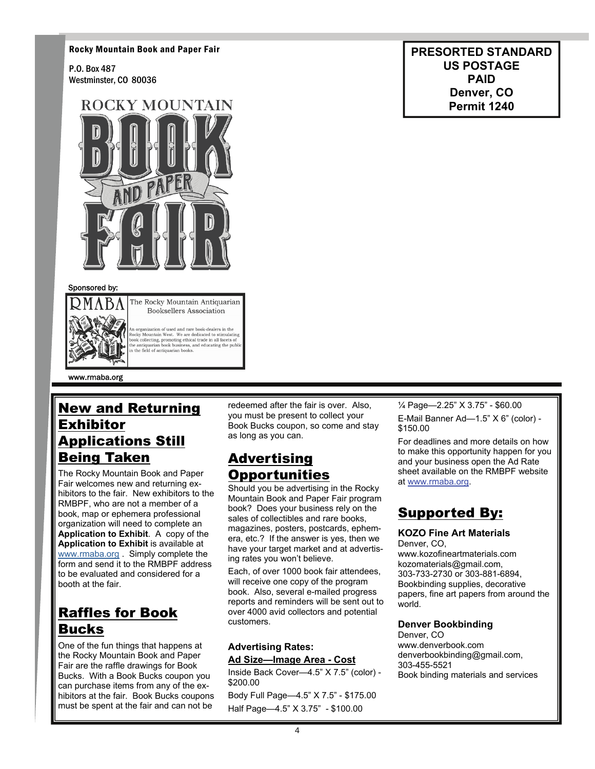Rocky Mountain Book and Paper Fair

P.O. Box 487
Westminster, CO 80036

PRESORTED STANDARD
US POSTAGE
PAID
Denver, CO
Permit 1240

ROCKY MOUNTAIN BOOK AND PAPER FAIR

Sponsored by:

RMABA The Rocky Mountain Antiquarian Booksellers Association

An organization of used and rare book-dealers in the Rocky Mountain West. We are dedicated to stimulating book collecting, promoting ethical trade in all facets of the antiquarian book business, and educating the public in the field of antiquarian books.

www.rmaba.org

## New and Returning Exhibitor Applications Still Being Taken

The Rocky Mountain Book and Paper Fair welcomes new and returning exhibitors to the fair. New exhibitors to the RMBPF, who are not a member of a book, map or ephemera professional organization will need to complete an **Application to Exhibit**. A copy of the **Application to Exhibit** is available at www.rmaba.org . Simply complete the form and send it to the RMBPF address to be evaluated and considered for a booth at the fair.

## Raffles for Book Bucks

One of the fun things that happens at the Rocky Mountain Book and Paper Fair are the raffle drawings for Book Bucks. With a Book Bucks coupon you can purchase items from any of the exhibitors at the fair. Book Bucks coupons must be spent at the fair and can not be redeemed after the fair is over. Also, you must be present to collect your Book Bucks coupon, so come and stay as long as you can.

## Advertising Opportunities

Should you be advertising in the Rocky Mountain Book and Paper Fair program book? Does your business rely on the sales of collectibles and rare books, magazines, posters, postcards, ephemera, etc.? If the answer is yes, then we have your target market and at advertising rates you won't believe.

Each, of over 1000 book fair attendees, will receive one copy of the program book. Also, several e-mailed progress reports and reminders will be sent out to over 4000 avid collectors and potential customers.

**Advertising Rates:**

**Ad Size—Image Area - Cost**

Inside Back Cover—4.5" X 7.5" (color) - $200.00

Body Full Page—4.5" X 7.5" - $175.00

Half Page—4.5" X 3.75" - $100.00

¼ Page—2.25" X 3.75" - $60.00

E-Mail Banner Ad—1.5" X 6" (color) - $150.00

For deadlines and more details on how to make this opportunity happen for you and your business open the Ad Rate sheet available on the RMBPF website at www.rmaba.org.

## Supported By:

**KOZO Fine Art Materials**
Denver, CO,
www.kozofineartmaterials.com
kozomaterials@gmail.com,
303-733-2730 or 303-881-6894,
Bookbinding supplies, decorative papers, fine art papers from around the world.

**Denver Bookbinding**
Denver, CO
www.denverbook.com
denverbookbinding@gmail.com,
303-455-5521
Book binding materials and services